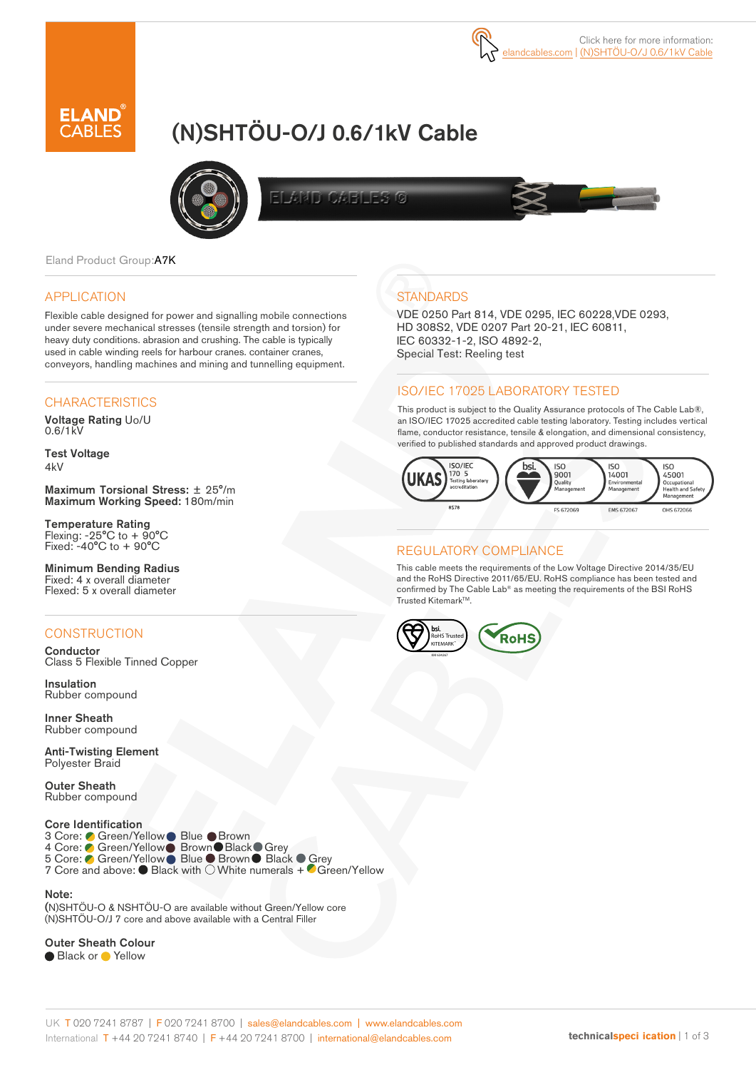Click here for more information: elandcables.com | (N)SHTÖU-O/J 0.6/1kV Cable

# (N)SHTÖU-O/J 0.6/1kV Cable

Eland Product Group:A7K

## APPLICATION

Flexible cable designed for power and signalling mobile connections under severe mechanical stresses (tensile strength and torsion) for heavy duty conditions. abrasion and crushing. The cable is typically used in cable winding reels for harbour cranes. container cranes, conveyors, handling machines and mining and tunnelling equipment.

## CHARACTERISTICS

**Voltage Rating** Uo/U
0.6/1kV

**Test Voltage**
4kV

**Maximum Torsional Stress:** ± 25°/m
**Maximum Working Speed:** 180m/min

**Temperature Rating**
Flexing: -25°C to + 90°C
Fixed: -40°C to + 90°C

**Minimum Bending Radius**
Fixed: 4 x overall diameter
Flexed: 5 x overall diameter

## CONSTRUCTION

**Conductor**
Class 5 Flexible Tinned Copper

**Insulation**
Rubber compound

**Inner Sheath**
Rubber compound

**Anti-Twisting Element**
Polyester Braid

**Outer Sheath**
Rubber compound

**Core Identification**
3 Core: Green/Yellow Blue Brown
4 Core: Green/Yellow Brown Black Grey
5 Core: Green/Yellow Blue Brown Black Grey
7 Core and above: Black with White numerals + Green/Yellow

**Note:**
(N)SHTÖU-O & NSHTÖU-O are available without Green/Yellow core
(N)SHTÖU-O/J 7 core and above available with a Central Filler

**Outer Sheath Colour**
Black or Yellow

## STANDARDS

VDE 0250 Part 814, VDE 0295, IEC 60228,VDE 0293, HD 308S2, VDE 0207 Part 20-21, IEC 60811, IEC 60332-1-2, ISO 4892-2,
Special Test: Reeling test

## ISO/IEC 17025 LABORATORY TESTED

This product is subject to the Quality Assurance protocols of The Cable Lab®, an ISO/IEC 17025 accredited cable testing laboratory. Testing includes vertical flame, conductor resistance, tensile & elongation, and dimensional consistency, verified to published standards and approved product drawings.

UKAS ISO/IEC 17025 Testing laboratory accreditation 8578
bsi. ISO 9001 Quality Management FS 672069
ISO 14001 Environmental Management EMS 672067
ISO 45001 Occupational Health and Safety Management OHS 672066

## REGULATORY COMPLIANCE

This cable meets the requirements of the Low Voltage Directive 2014/35/EU and the RoHS Directive 2011/65/EU. RoHS compliance has been tested and confirmed by The Cable Lab® as meeting the requirements of the BSI RoHS Trusted Kitemark™.

bsi. RoHS Trusted KITEMARK™
RoHS

UK T 020 7241 8787 | F 020 7241 8700 | sales@elandcables.com | www.elandcables.com
International T +44 20 7241 8740 | F +44 20 7241 8700 | international@elandcables.com

technicalspecification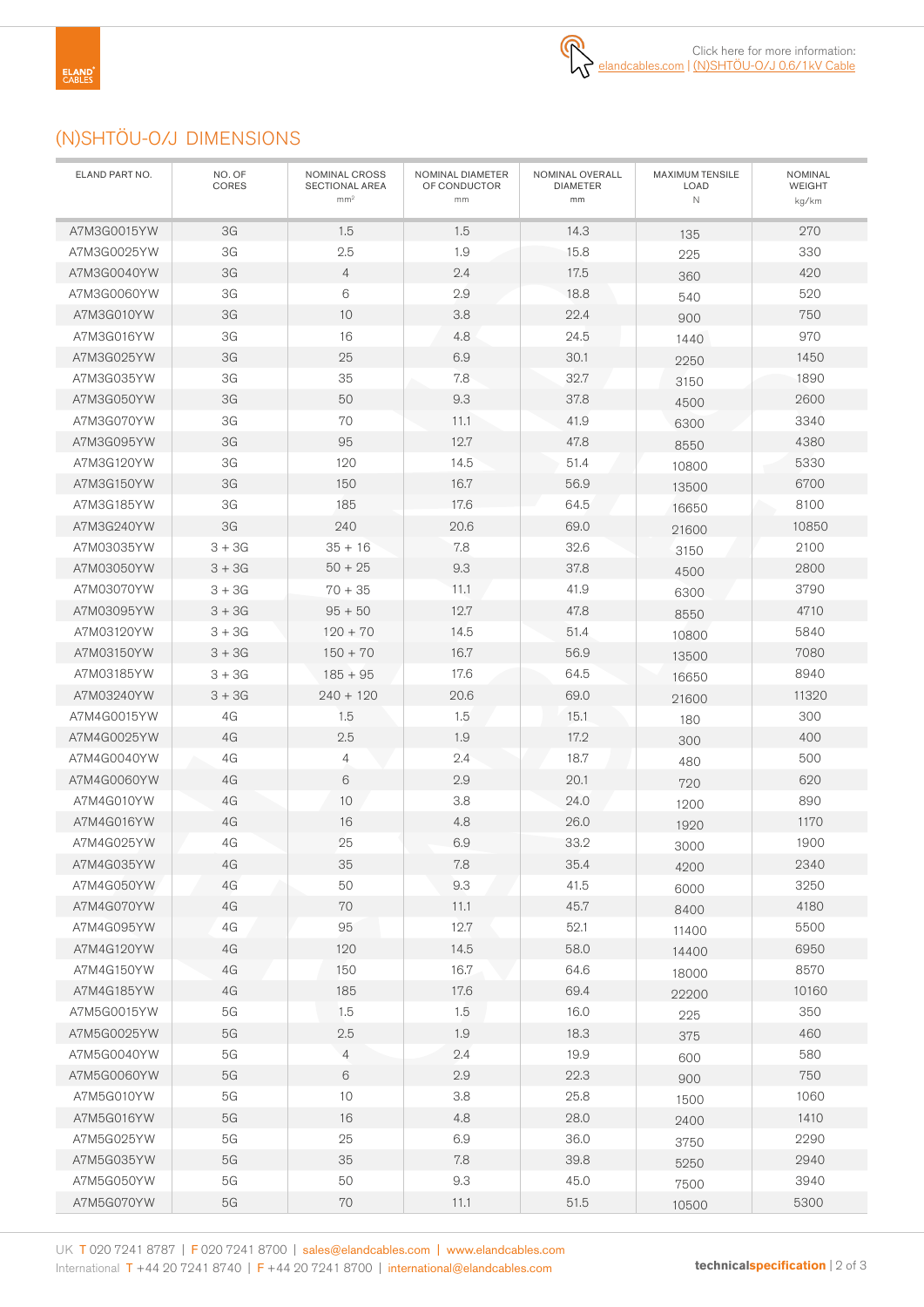Click here for more information: elandcables.com | (N)SHTÖU-O/J 0.6/1kV Cable

## (N)SHTÖU-O/J DIMENSIONS

| ELAND PART NO. | NO. OF CORES | NOMINAL CROSS SECTIONAL AREA mm² | NOMINAL DIAMETER OF CONDUCTOR mm | NOMINAL OVERALL DIAMETER mm | MAXIMUM TENSILE LOAD N | NOMINAL WEIGHT kg/km |
|---|---|---|---|---|---|---|
| A7M3G0015YW | 3G | 1.5 | 1.5 | 14.3 | 135 | 270 |
| A7M3G0025YW | 3G | 2.5 | 1.9 | 15.8 | 225 | 330 |
| A7M3G0040YW | 3G | 4 | 2.4 | 17.5 | 360 | 420 |
| A7M3G0060YW | 3G | 6 | 2.9 | 18.8 | 540 | 520 |
| A7M3G010YW | 3G | 10 | 3.8 | 22.4 | 900 | 750 |
| A7M3G016YW | 3G | 16 | 4.8 | 24.5 | 1440 | 970 |
| A7M3G025YW | 3G | 25 | 6.9 | 30.1 | 2250 | 1450 |
| A7M3G035YW | 3G | 35 | 7.8 | 32.7 | 3150 | 1890 |
| A7M3G050YW | 3G | 50 | 9.3 | 37.8 | 4500 | 2600 |
| A7M3G070YW | 3G | 70 | 11.1 | 41.9 | 6300 | 3340 |
| A7M3G095YW | 3G | 95 | 12.7 | 47.8 | 8550 | 4380 |
| A7M3G120YW | 3G | 120 | 14.5 | 51.4 | 10800 | 5330 |
| A7M3G150YW | 3G | 150 | 16.7 | 56.9 | 13500 | 6700 |
| A7M3G185YW | 3G | 185 | 17.6 | 64.5 | 16650 | 8100 |
| A7M3G240YW | 3G | 240 | 20.6 | 69.0 | 21600 | 10850 |
| A7M03035YW | 3 + 3G | 35 + 16 | 7.8 | 32.6 | 3150 | 2100 |
| A7M03050YW | 3 + 3G | 50 + 25 | 9.3 | 37.8 | 4500 | 2800 |
| A7M03070YW | 3 + 3G | 70 + 35 | 11.1 | 41.9 | 6300 | 3790 |
| A7M03095YW | 3 + 3G | 95 + 50 | 12.7 | 47.8 | 8550 | 4710 |
| A7M03120YW | 3 + 3G | 120 + 70 | 14.5 | 51.4 | 10800 | 5840 |
| A7M03150YW | 3 + 3G | 150 + 70 | 16.7 | 56.9 | 13500 | 7080 |
| A7M03185YW | 3 + 3G | 185 + 95 | 17.6 | 64.5 | 16650 | 8940 |
| A7M03240YW | 3 + 3G | 240 + 120 | 20.6 | 69.0 | 21600 | 11320 |
| A7M4G0015YW | 4G | 1.5 | 1.5 | 15.1 | 180 | 300 |
| A7M4G0025YW | 4G | 2.5 | 1.9 | 17.2 | 300 | 400 |
| A7M4G0040YW | 4G | 4 | 2.4 | 18.7 | 480 | 500 |
| A7M4G0060YW | 4G | 6 | 2.9 | 20.1 | 720 | 620 |
| A7M4G010YW | 4G | 10 | 3.8 | 24.0 | 1200 | 890 |
| A7M4G016YW | 4G | 16 | 4.8 | 26.0 | 1920 | 1170 |
| A7M4G025YW | 4G | 25 | 6.9 | 33.2 | 3000 | 1900 |
| A7M4G035YW | 4G | 35 | 7.8 | 35.4 | 4200 | 2340 |
| A7M4G050YW | 4G | 50 | 9.3 | 41.5 | 6000 | 3250 |
| A7M4G070YW | 4G | 70 | 11.1 | 45.7 | 8400 | 4180 |
| A7M4G095YW | 4G | 95 | 12.7 | 52.1 | 11400 | 5500 |
| A7M4G120YW | 4G | 120 | 14.5 | 58.0 | 14400 | 6950 |
| A7M4G150YW | 4G | 150 | 16.7 | 64.6 | 18000 | 8570 |
| A7M4G185YW | 4G | 185 | 17.6 | 69.4 | 22200 | 10160 |
| A7M5G0015YW | 5G | 1.5 | 1.5 | 16.0 | 225 | 350 |
| A7M5G0025YW | 5G | 2.5 | 1.9 | 18.3 | 375 | 460 |
| A7M5G0040YW | 5G | 4 | 2.4 | 19.9 | 600 | 580 |
| A7M5G0060YW | 5G | 6 | 2.9 | 22.3 | 900 | 750 |
| A7M5G010YW | 5G | 10 | 3.8 | 25.8 | 1500 | 1060 |
| A7M5G016YW | 5G | 16 | 4.8 | 28.0 | 2400 | 1410 |
| A7M5G025YW | 5G | 25 | 6.9 | 36.0 | 3750 | 2290 |
| A7M5G035YW | 5G | 35 | 7.8 | 39.8 | 5250 | 2940 |
| A7M5G050YW | 5G | 50 | 9.3 | 45.0 | 7500 | 3940 |
| A7M5G070YW | 5G | 70 | 11.1 | 51.5 | 10500 | 5300 |

UK T 020 7241 8787 | F 020 7241 8700 | sales@elandcables.com | www.elandcables.com
International T +44 20 7241 8740 | F +44 20 7241 8700 | international@elandcables.com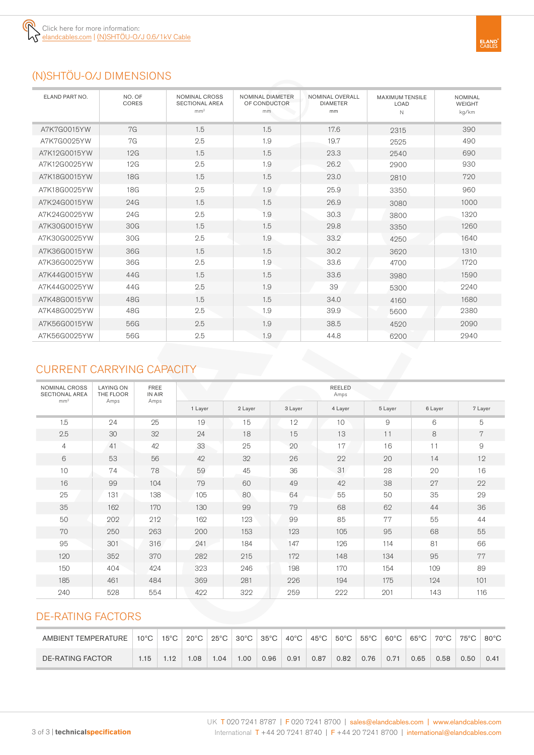Click here for more information:
elandcables.com | (N)SHTÖU-O/J 0.6/1kV Cable

## (N)SHTÖU-O/J DIMENSIONS

| ELAND PART NO. | NO. OF CORES | NOMINAL CROSS SECTIONAL AREA mm² | NOMINAL DIAMETER OF CONDUCTOR mm | NOMINAL OVERALL DIAMETER mm | MAXIMUM TENSILE LOAD N | NOMINAL WEIGHT kg/km |
|---|---|---|---|---|---|---|
| A7K7G0015YW | 7G | 1.5 | 1.5 | 17.6 | 2315 | 390 |
| A7K7G0025YW | 7G | 2.5 | 1.9 | 19.7 | 2525 | 490 |
| A7K12G0015YW | 12G | 1.5 | 1.5 | 23.3 | 2540 | 690 |
| A7K12G0025YW | 12G | 2.5 | 1.9 | 26.2 | 2900 | 930 |
| A7K18G0015YW | 18G | 1.5 | 1.5 | 23.0 | 2810 | 720 |
| A7K18G0025YW | 18G | 2.5 | 1.9 | 25.9 | 3350 | 960 |
| A7K24G0015YW | 24G | 1.5 | 1.5 | 26.9 | 3080 | 1000 |
| A7K24G0025YW | 24G | 2.5 | 1.9 | 30.3 | 3800 | 1320 |
| A7K30G0015YW | 30G | 1.5 | 1.5 | 29.8 | 3350 | 1260 |
| A7K30G0025YW | 30G | 2.5 | 1.9 | 33.2 | 4250 | 1640 |
| A7K36G0015YW | 36G | 1.5 | 1.5 | 30.2 | 3620 | 1310 |
| A7K36G0025YW | 36G | 2.5 | 1.9 | 33.6 | 4700 | 1720 |
| A7K44G0015YW | 44G | 1.5 | 1.5 | 33.6 | 3980 | 1590 |
| A7K44G0025YW | 44G | 2.5 | 1.9 | 39 | 5300 | 2240 |
| A7K48G0015YW | 48G | 1.5 | 1.5 | 34.0 | 4160 | 1680 |
| A7K48G0025YW | 48G | 2.5 | 1.9 | 39.9 | 5600 | 2380 |
| A7K56G0015YW | 56G | 2.5 | 1.9 | 38.5 | 4520 | 2090 |
| A7K56G0025YW | 56G | 2.5 | 1.9 | 44.8 | 6200 | 2940 |

## CURRENT CARRYING CAPACITY

| NOMINAL CROSS SECTIONAL AREA mm² | LAYING ON THE FLOOR Amps | FREE IN AIR Amps | REELED Amps | | | | | | |
|---|---|---|---|---|---|---|---|---|---|
| | | | 1 Layer | 2 Layer | 3 Layer | 4 Layer | 5 Layer | 6 Layer | 7 Layer |
| 1.5 | 24 | 25 | 19 | 15 | 12 | 10 | 9 | 6 | 5 |
| 2.5 | 30 | 32 | 24 | 18 | 15 | 13 | 11 | 8 | 7 |
| 4 | 41 | 42 | 33 | 25 | 20 | 17 | 16 | 11 | 9 |
| 6 | 53 | 56 | 42 | 32 | 26 | 22 | 20 | 14 | 12 |
| 10 | 74 | 78 | 59 | 45 | 36 | 31 | 28 | 20 | 16 |
| 16 | 99 | 104 | 79 | 60 | 49 | 42 | 38 | 27 | 22 |
| 25 | 131 | 138 | 105 | 80 | 64 | 55 | 50 | 35 | 29 |
| 35 | 162 | 170 | 130 | 99 | 79 | 68 | 62 | 44 | 36 |
| 50 | 202 | 212 | 162 | 123 | 99 | 85 | 77 | 55 | 44 |
| 70 | 250 | 263 | 200 | 153 | 123 | 105 | 95 | 68 | 55 |
| 95 | 301 | 316 | 241 | 184 | 147 | 126 | 114 | 81 | 66 |
| 120 | 352 | 370 | 282 | 215 | 172 | 148 | 134 | 95 | 77 |
| 150 | 404 | 424 | 323 | 246 | 198 | 170 | 154 | 109 | 89 |
| 185 | 461 | 484 | 369 | 281 | 226 | 194 | 175 | 124 | 101 |
| 240 | 528 | 554 | 422 | 322 | 259 | 222 | 201 | 143 | 116 |

## DE-RATING FACTORS

| AMBIENT TEMPERATURE | 10°C | 15°C | 20°C | 25°C | 30°C | 35°C | 40°C | 45°C | 50°C | 55°C | 60°C | 65°C | 70°C | 75°C | 80°C |
|---|---|---|---|---|---|---|---|---|---|---|---|---|---|---|---|
| DE-RATING FACTOR | 1.15 | 1.12 | 1.08 | 1.04 | 1.00 | 0.96 | 0.91 | 0.87 | 0.82 | 0.76 | 0.71 | 0.65 | 0.58 | 0.50 | 0.41 |

UK T 020 7241 8787 | F 020 7241 8700 | sales@elandcables.com | www.elandcables.com
International T +44 20 7241 8740 | F +44 20 7241 8700 | international@elandcables.com